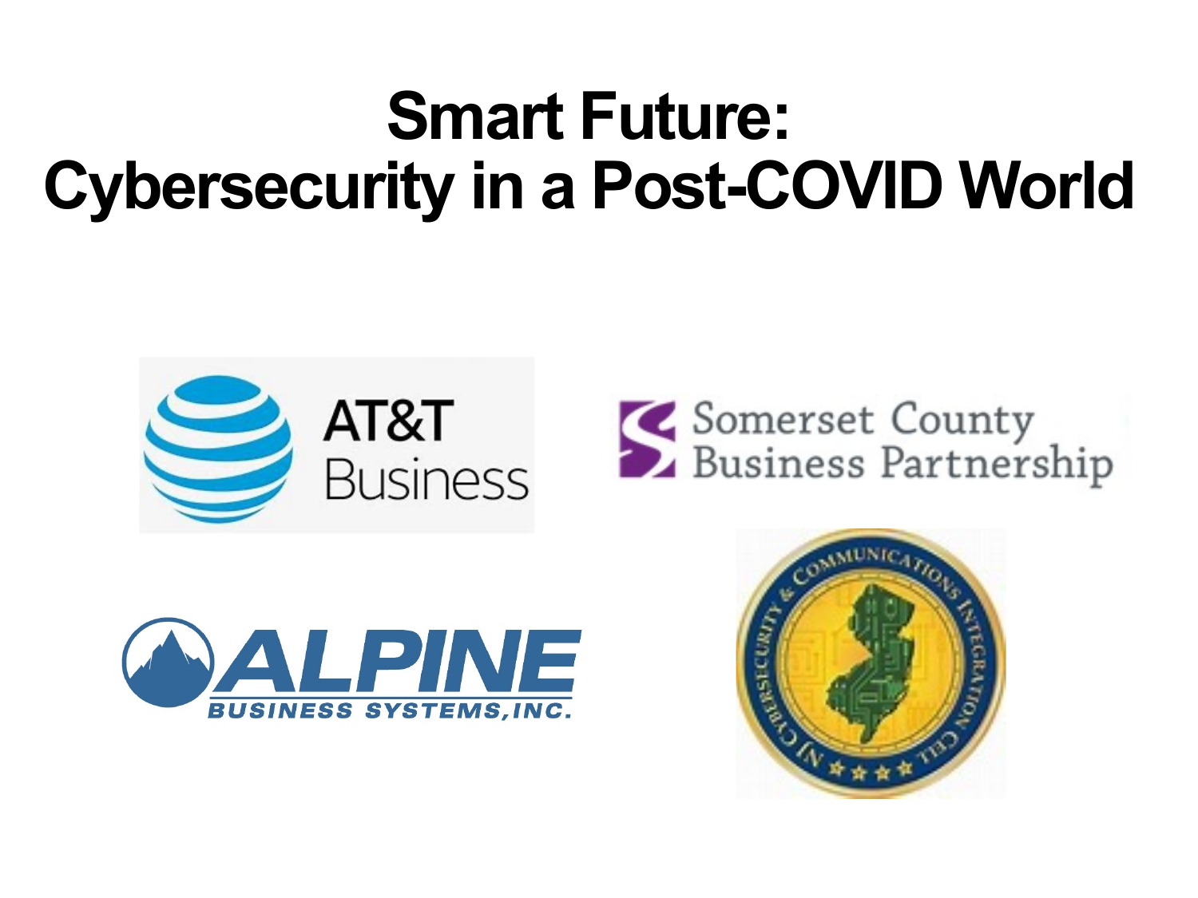# Smart Future: Cybersecurity in a Post-COVID World

AT&T Business

Somerset County Business Partnership

ALPINE BUSINESS SYSTEMS, INC.

NJ Cybersecurity & Communications Integration Cell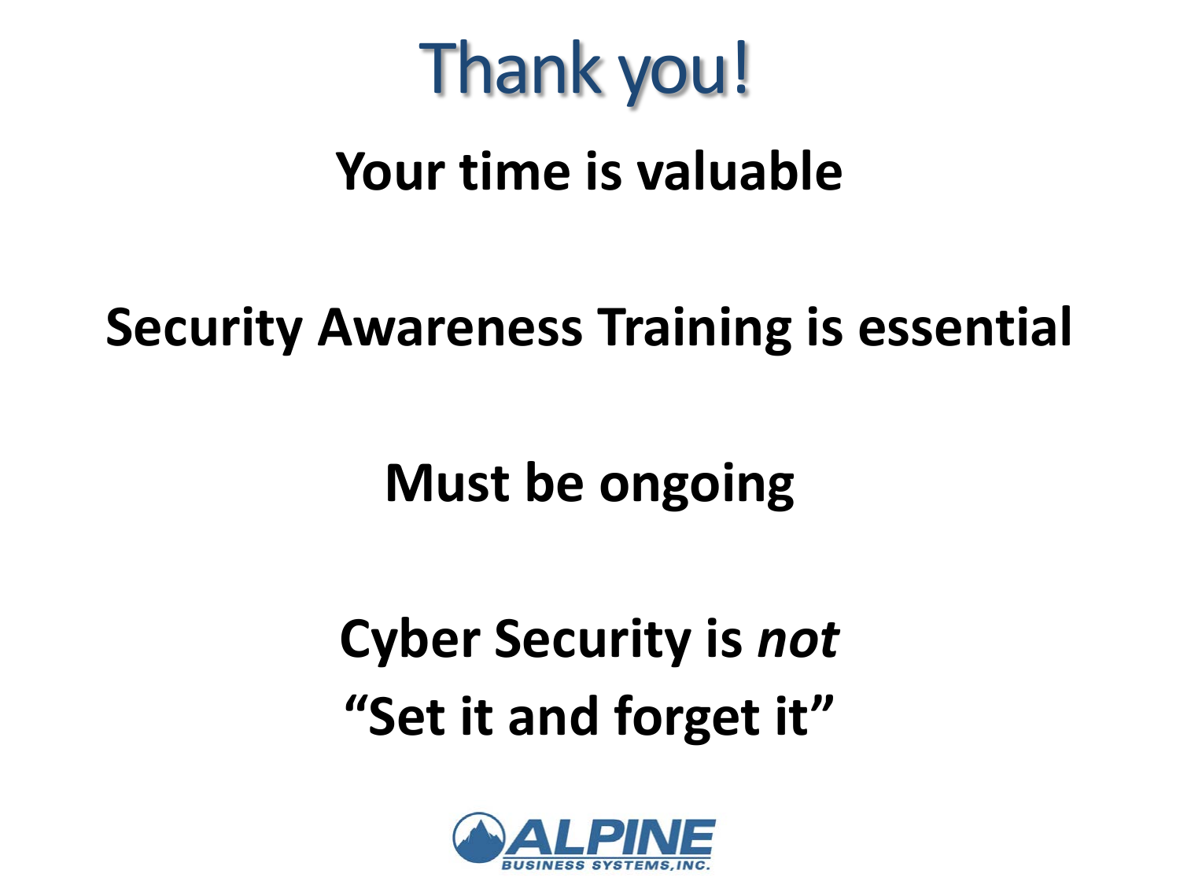# Thank you!

**Your time is valuable**

**Security Awareness Training is essential**

**Must be ongoing**

**Cyber Security is *not***
**"Set it and forget it"**

ALPINE
BUSINESS SYSTEMS, INC.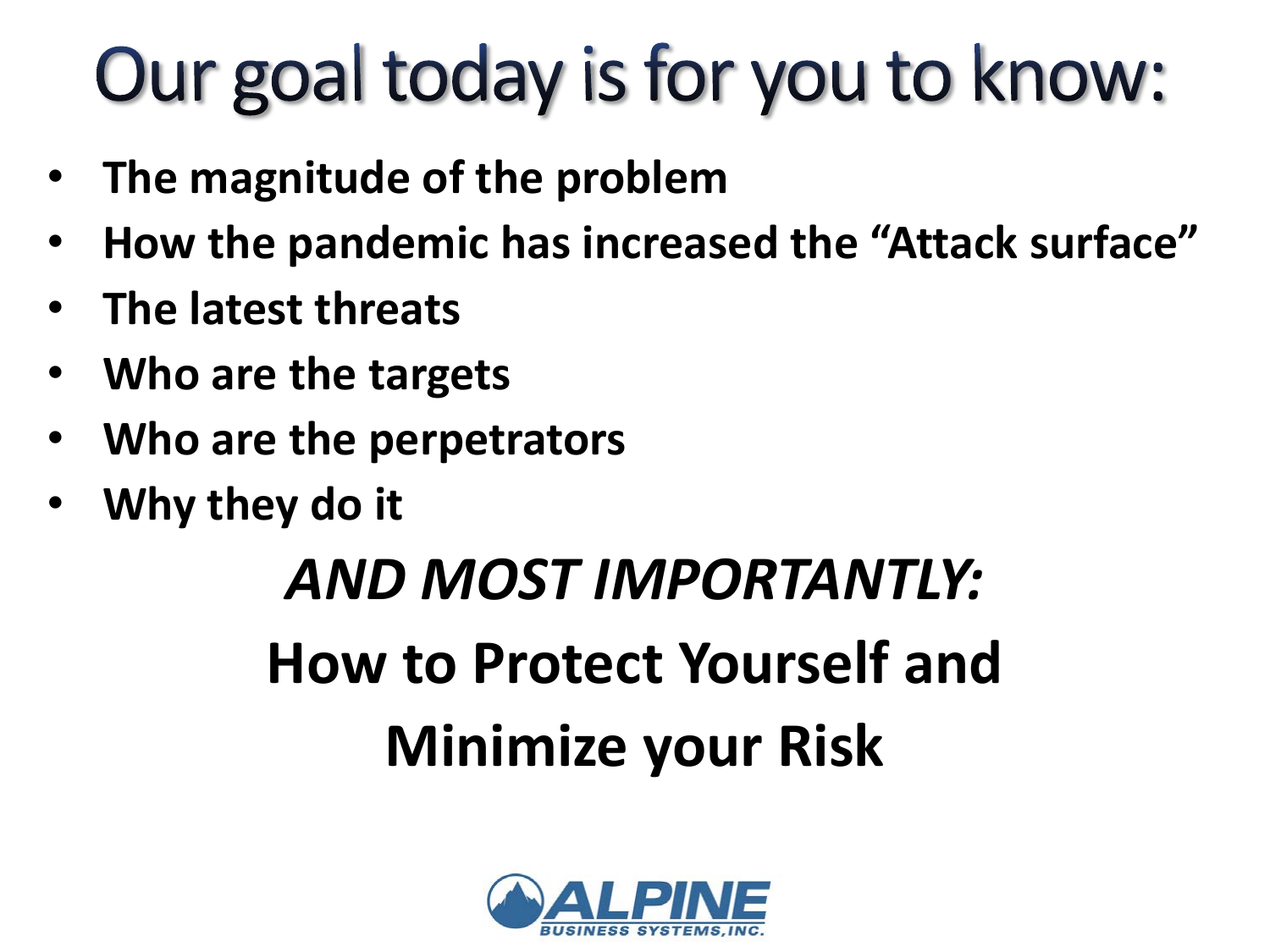# Our goal today is for you to know:

- **The magnitude of the problem**
- **How the pandemic has increased the "Attack surface"**
- **The latest threats**
- **Who are the targets**
- **Who are the perpetrators**
- **Why they do it**

***AND MOST IMPORTANTLY:***

**How to Protect Yourself and Minimize your Risk**

ALPINE BUSINESS SYSTEMS, INC.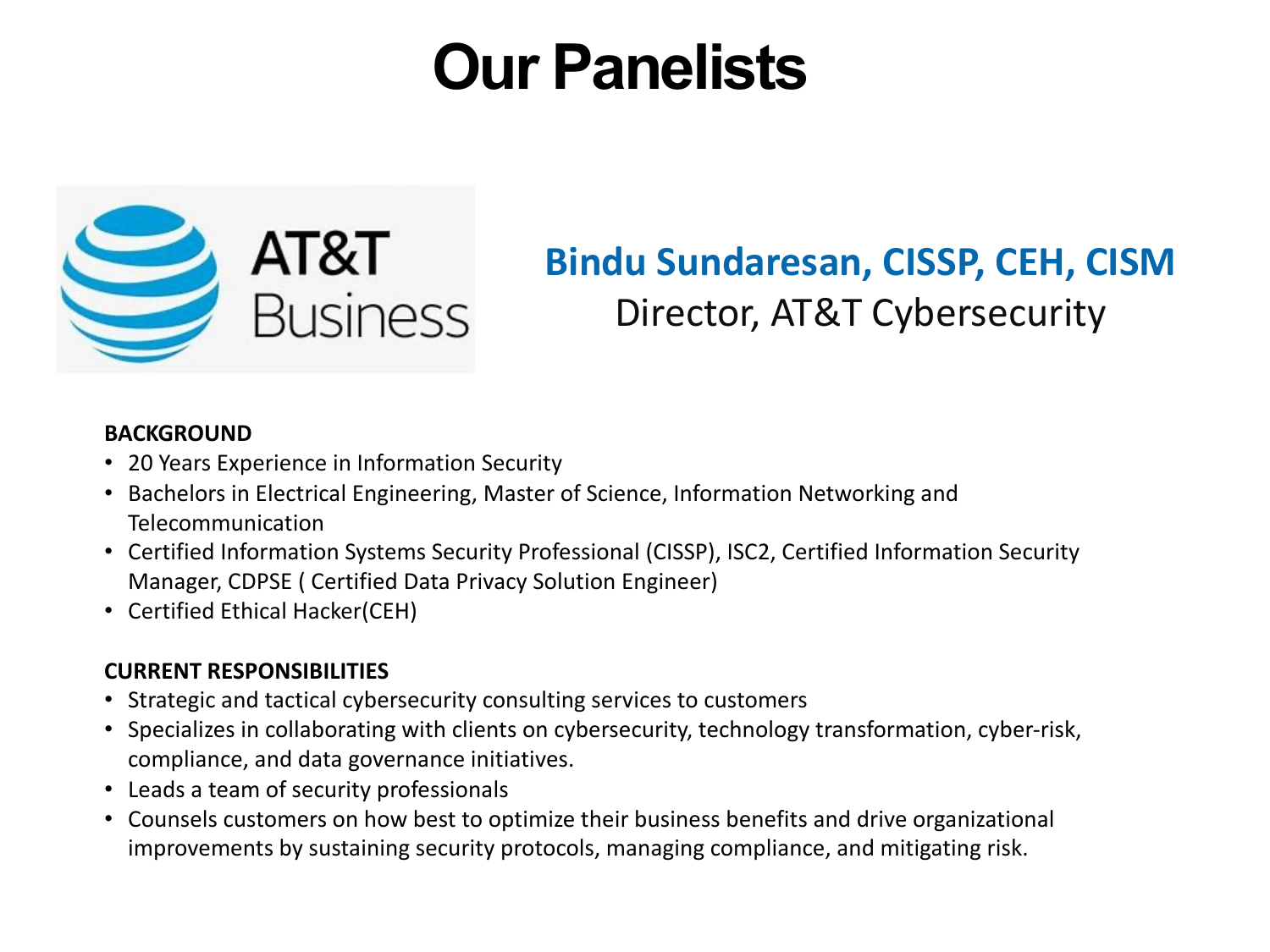# Our Panelists

AT&T Business

## Bindu Sundaresan, CISSP, CEH, CISM

Director, AT&T Cybersecurity

**BACKGROUND**

- 20 Years Experience in Information Security
- Bachelors in Electrical Engineering, Master of Science, Information Networking and Telecommunication
- Certified Information Systems Security Professional (CISSP), ISC2, Certified Information Security Manager, CDPSE ( Certified Data Privacy Solution Engineer)
- Certified Ethical Hacker(CEH)

**CURRENT RESPONSIBILITIES**

- Strategic and tactical cybersecurity consulting services to customers
- Specializes in collaborating with clients on cybersecurity, technology transformation, cyber-risk, compliance, and data governance initiatives.
- Leads a team of security professionals
- Counsels customers on how best to optimize their business benefits and drive organizational improvements by sustaining security protocols, managing compliance, and mitigating risk.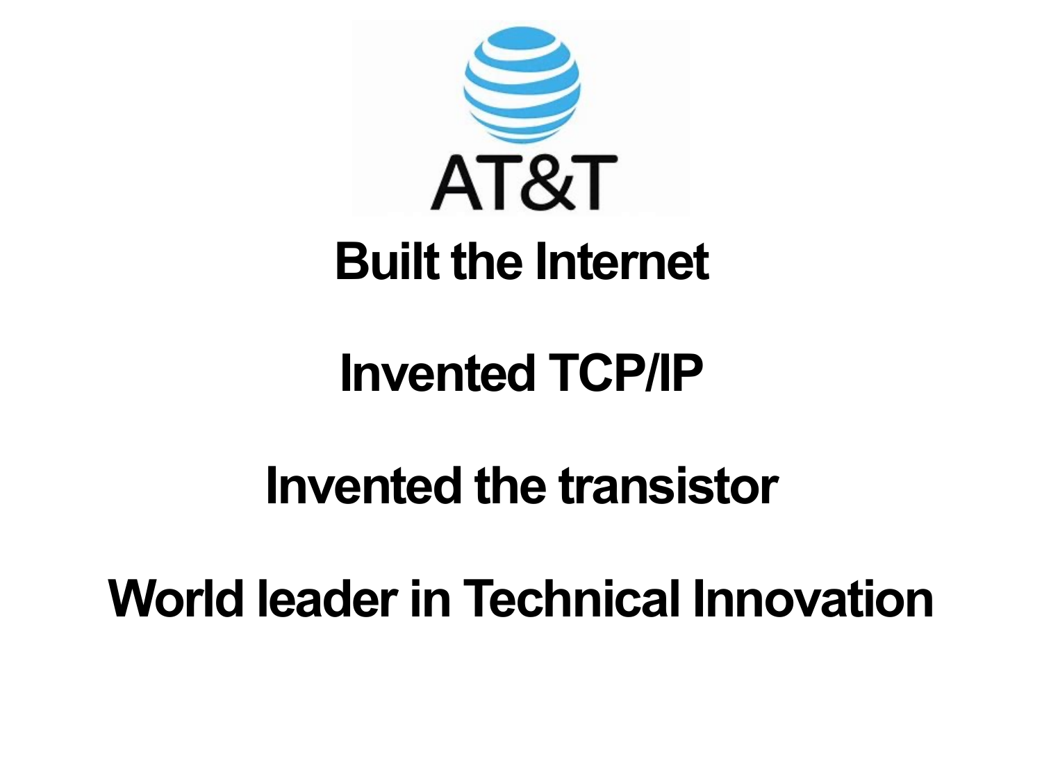AT&T

**Built the Internet**

**Invented TCP/IP**

**Invented the transistor**

**World leader in Technical Innovation**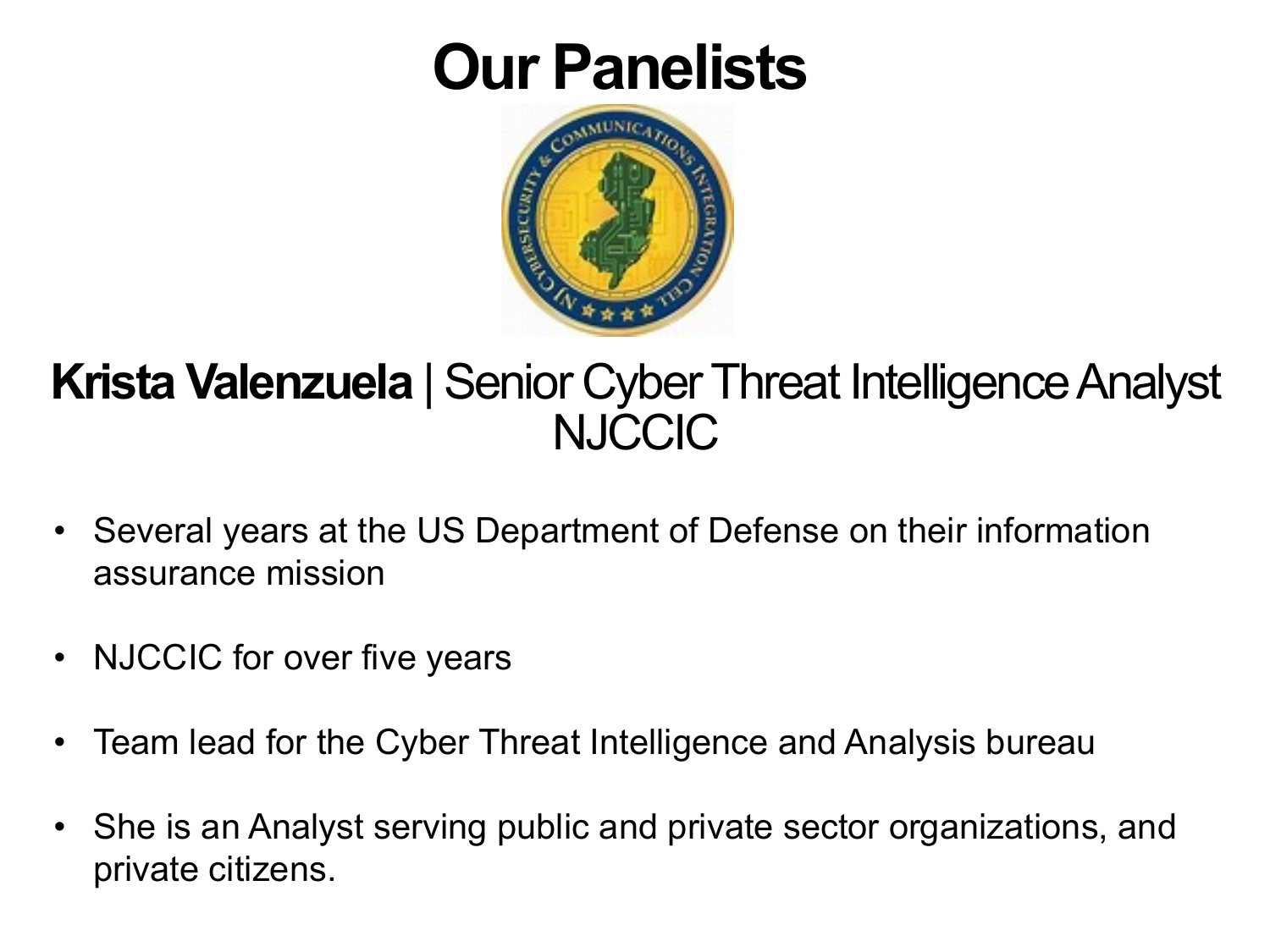# Our Panelists

**Krista Valenzuela** | Senior Cyber Threat Intelligence Analyst
NJCCIC

- Several years at the US Department of Defense on their information assurance mission
- NJCCIC for over five years
- Team lead for the Cyber Threat Intelligence and Analysis bureau
- She is an Analyst serving public and private sector organizations, and private citizens.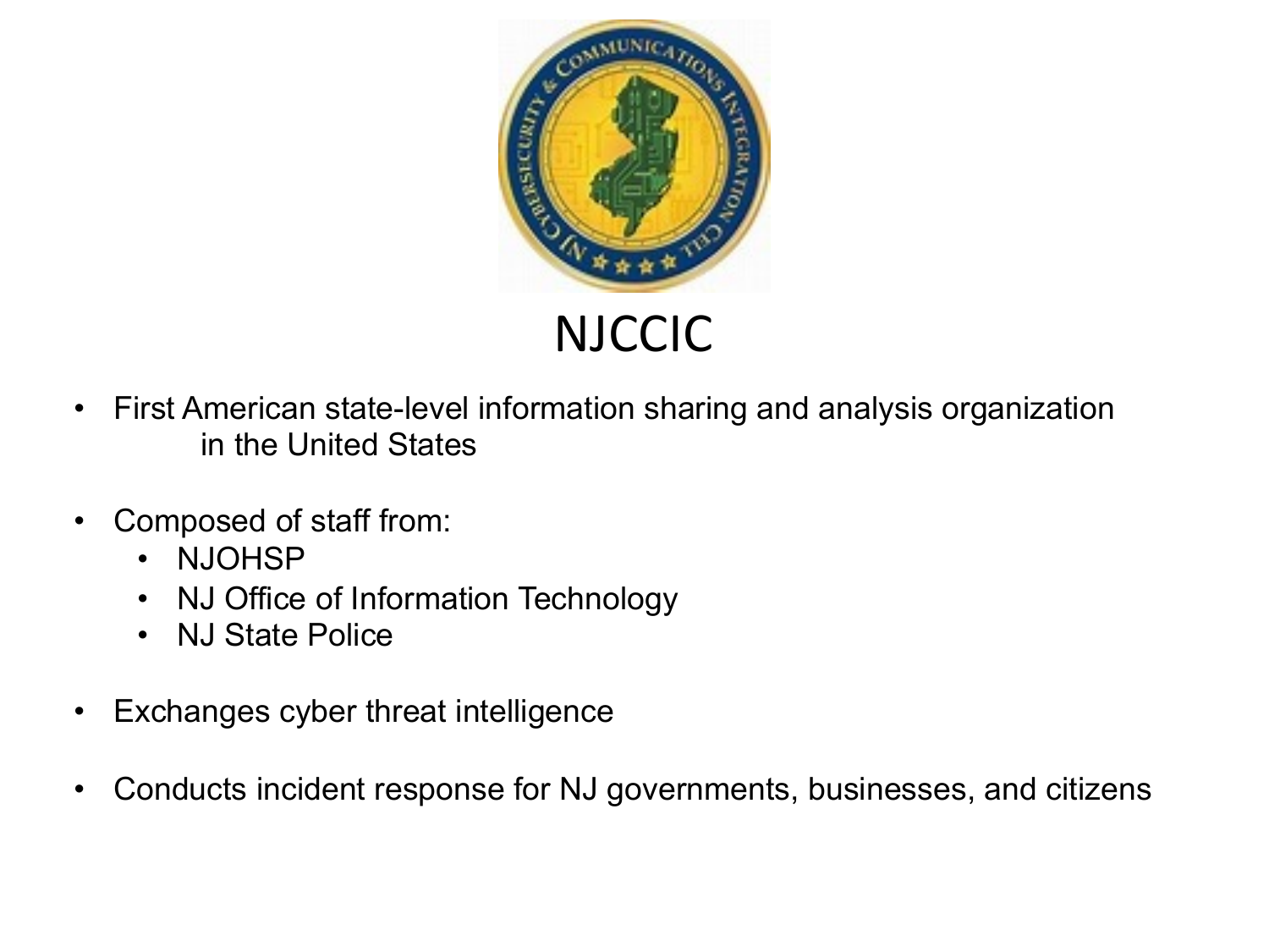# NJCCIC

- First American state-level information sharing and analysis organization in the United States
- Composed of staff from:
  - NJOHSP
  - NJ Office of Information Technology
  - NJ State Police
- Exchanges cyber threat intelligence
- Conducts incident response for NJ governments, businesses, and citizens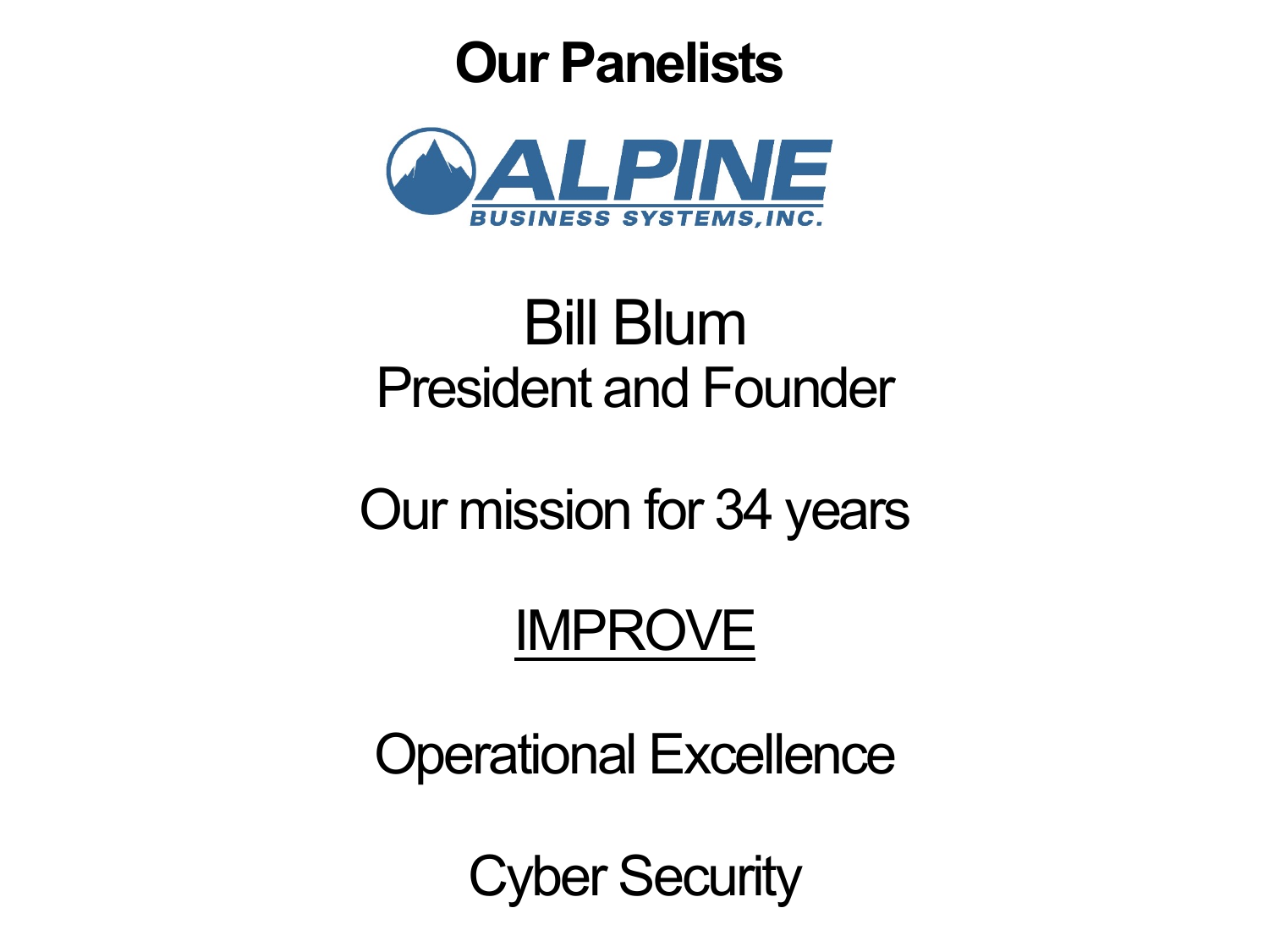# Our Panelists

ALPINE BUSINESS SYSTEMS, INC.

Bill Blum
President and Founder

Our mission for 34 years

IMPROVE

Operational Excellence

Cyber Security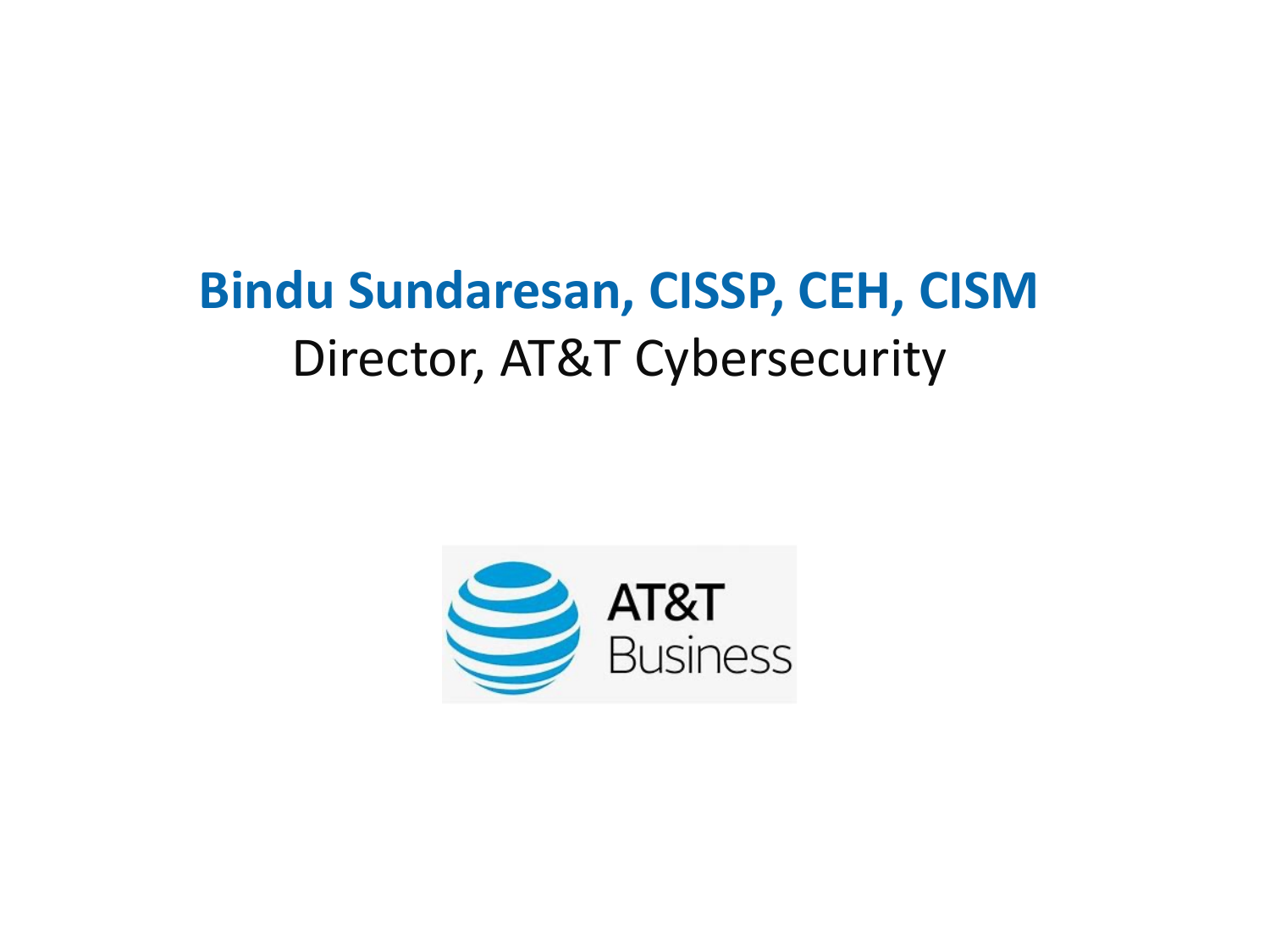**Bindu Sundaresan, CISSP, CEH, CISM**

Director, AT&T Cybersecurity

AT&T Business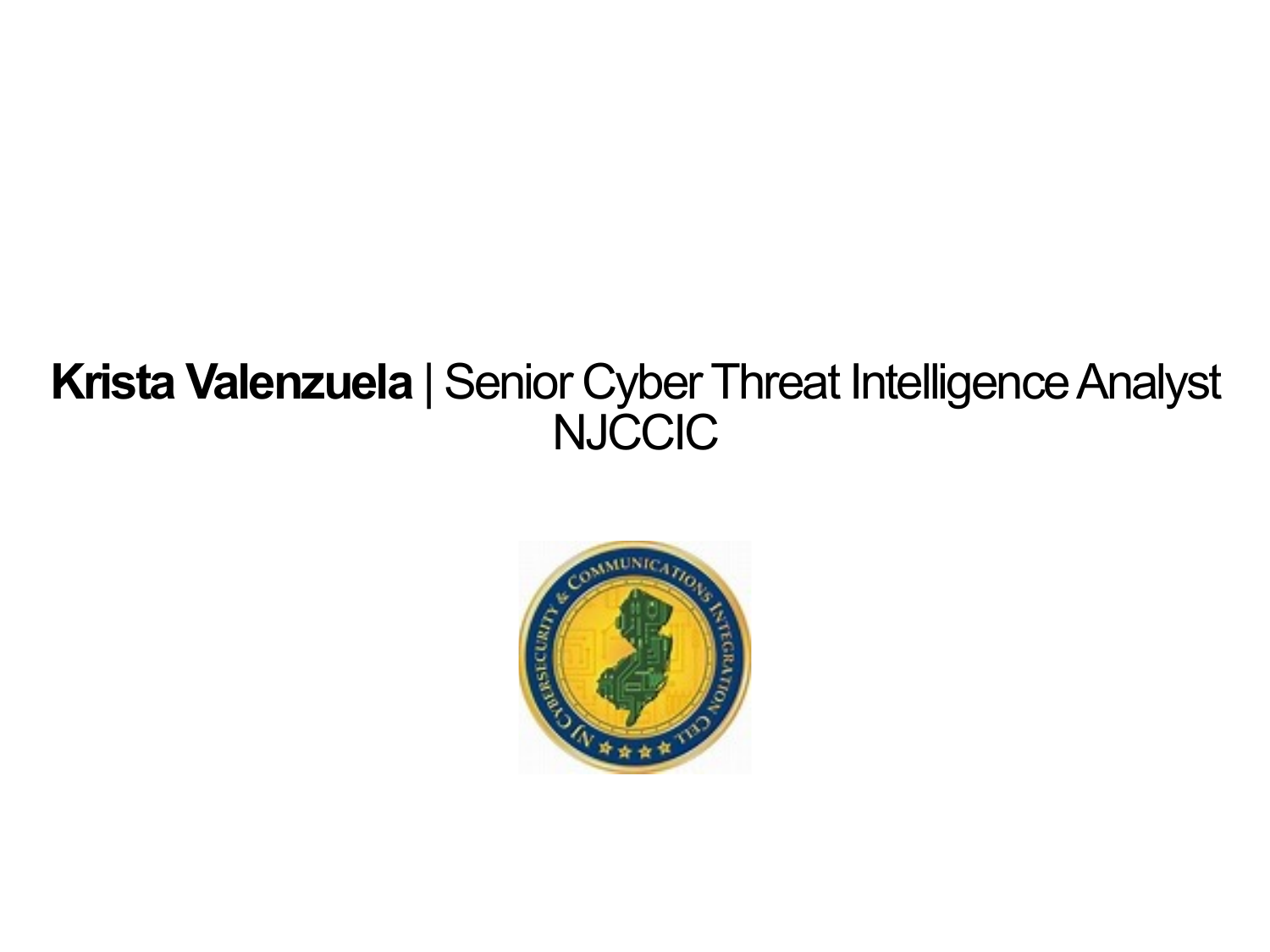**Krista Valenzuela** | Senior Cyber Threat Intelligence Analyst
NJCCIC